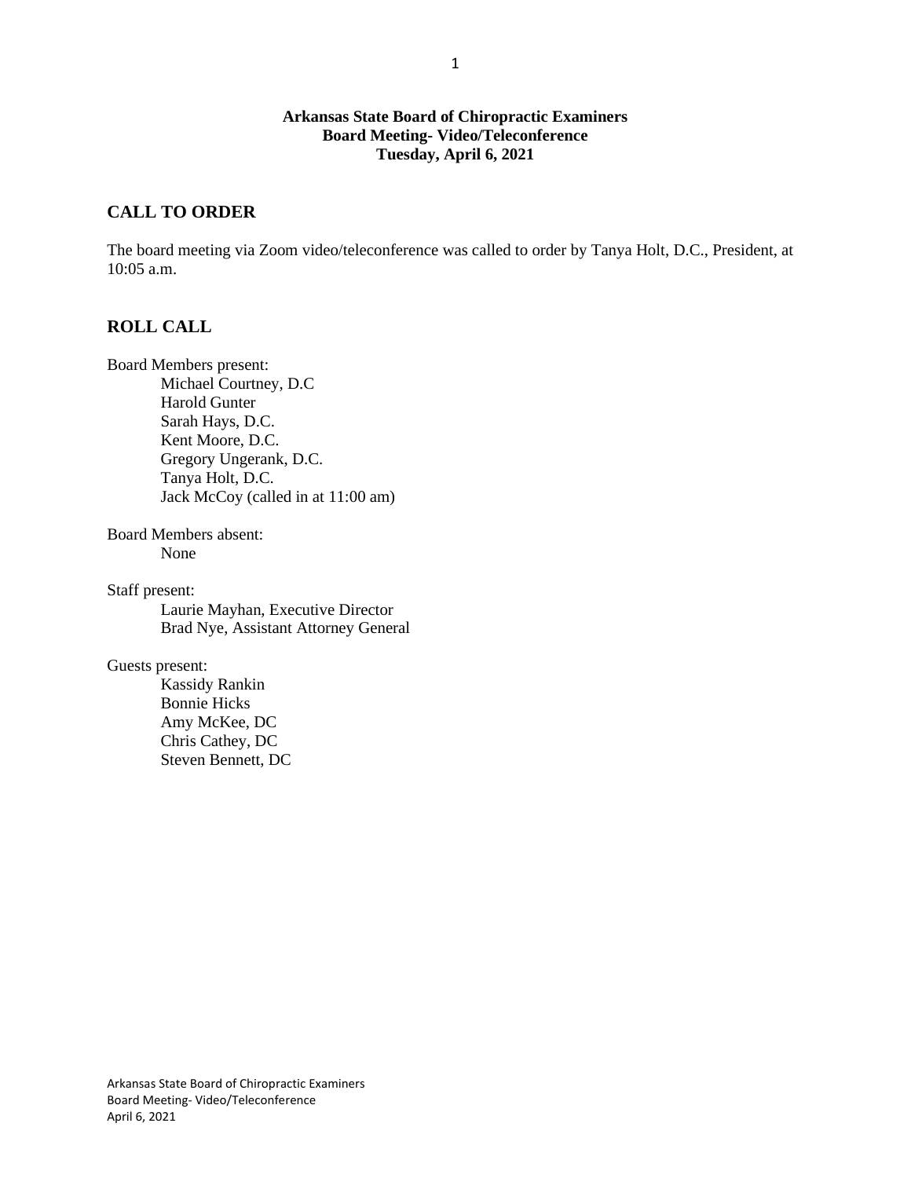**Arkansas State Board of Chiropractic Examiners**
**Board Meeting- Video/Teleconference**
**Tuesday, April 6, 2021**

## CALL TO ORDER

The board meeting via Zoom video/teleconference was called to order by Tanya Holt, D.C., President, at 10:05 a.m.

## ROLL CALL

Board Members present:

- Michael Courtney, D.C
- Harold Gunter
- Sarah Hays, D.C.
- Kent Moore, D.C.
- Gregory Ungerank, D.C.
- Tanya Holt, D.C.
- Jack McCoy (called in at 11:00 am)

Board Members absent:

- None

Staff present:

- Laurie Mayhan, Executive Director
- Brad Nye, Assistant Attorney General

Guests present:

- Kassidy Rankin
- Bonnie Hicks
- Amy McKee, DC
- Chris Cathey, DC
- Steven Bennett, DC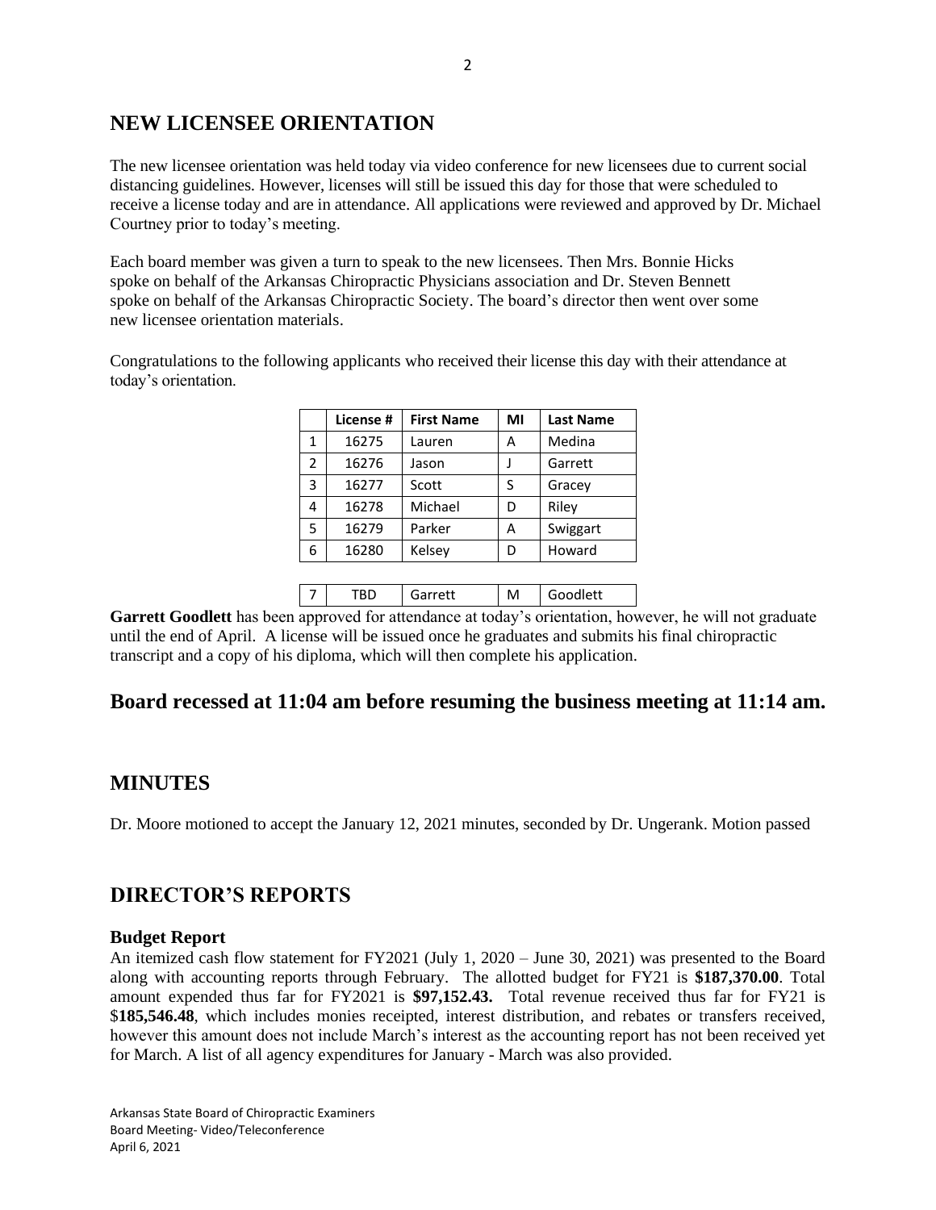## NEW LICENSEE ORIENTATION

The new licensee orientation was held today via video conference for new licensees due to current social distancing guidelines. However, licenses will still be issued this day for those that were scheduled to receive a license today and are in attendance. All applications were reviewed and approved by Dr. Michael Courtney prior to today's meeting.

Each board member was given a turn to speak to the new licensees. Then Mrs. Bonnie Hicks spoke on behalf of the Arkansas Chiropractic Physicians association and Dr. Steven Bennett spoke on behalf of the Arkansas Chiropractic Society. The board's director then went over some new licensee orientation materials.

Congratulations to the following applicants who received their license this day with their attendance at today's orientation.

| | License # | First Name | MI | Last Name |
|---|---|---|---|---|
| 1 | 16275 | Lauren | A | Medina |
| 2 | 16276 | Jason | J | Garrett |
| 3 | 16277 | Scott | S | Gracey |
| 4 | 16278 | Michael | D | Riley |
| 5 | 16279 | Parker | A | Swiggart |
| 6 | 16280 | Kelsey | D | Howard |

| 7 | TBD | Garrett | M | Goodlett |
|---|---|---|---|---|

**Garrett Goodlett** has been approved for attendance at today's orientation, however, he will not graduate until the end of April. A license will be issued once he graduates and submits his final chiropractic transcript and a copy of his diploma, which will then complete his application.

## Board recessed at 11:04 am before resuming the business meeting at 11:14 am.

## MINUTES

Dr. Moore motioned to accept the January 12, 2021 minutes, seconded by Dr. Ungerank. Motion passed

## DIRECTOR'S REPORTS

### Budget Report

An itemized cash flow statement for FY2021 (July 1, 2020 – June 30, 2021) was presented to the Board along with accounting reports through February. The allotted budget for FY21 is **$187,370.00**. Total amount expended thus far for FY2021 is **$97,152.43.** Total revenue received thus far for FY21 is $**185,546.48**, which includes monies receipted, interest distribution, and rebates or transfers received, however this amount does not include March's interest as the accounting report has not been received yet for March. A list of all agency expenditures for January - March was also provided.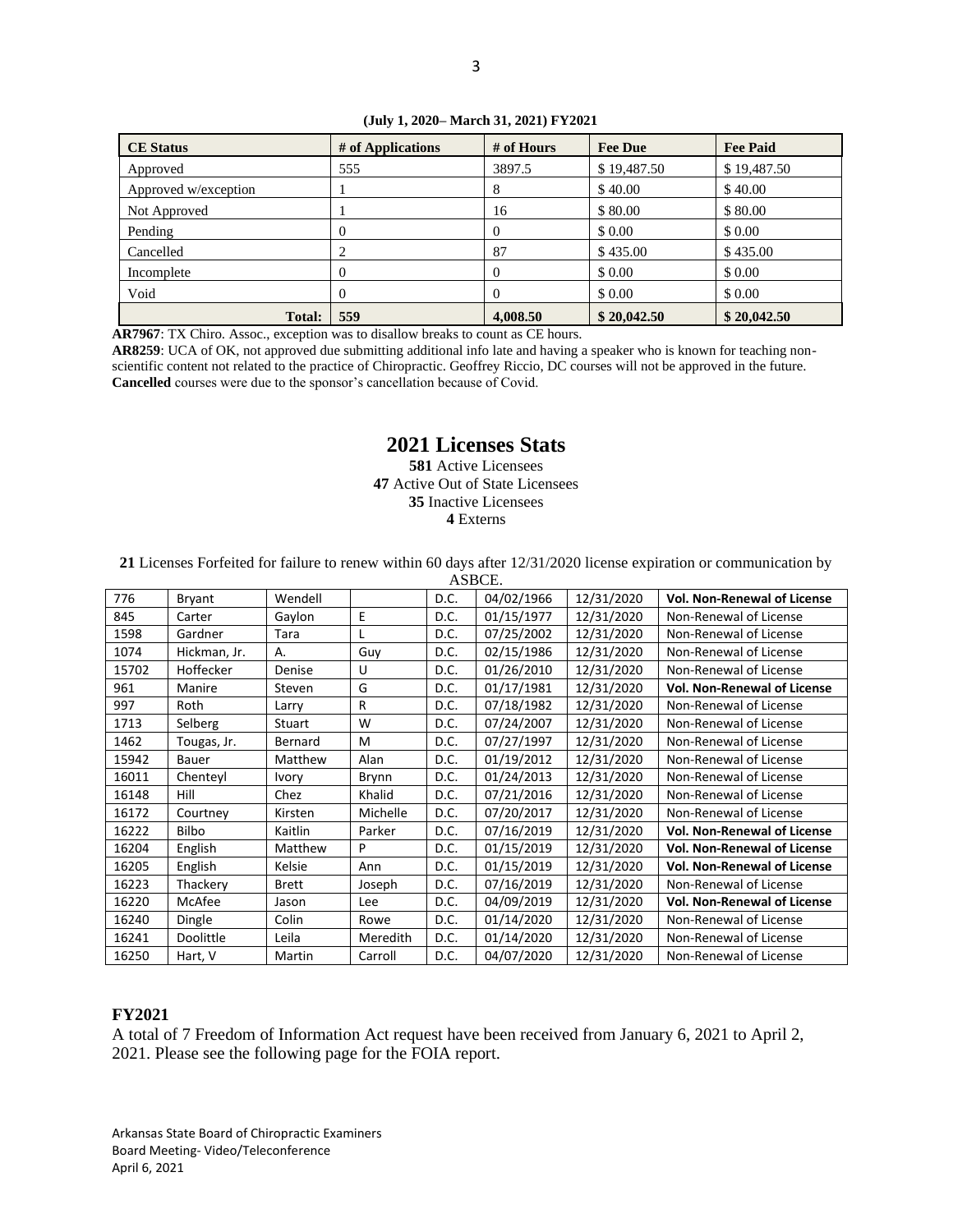**(July 1, 2020– March 31, 2021) FY2021**

| CE Status | # of Applications | # of Hours | Fee Due | Fee Paid |
|---|---|---|---|---|
| Approved | 555 | 3897.5 | $ 19,487.50 | $ 19,487.50 |
| Approved w/exception | 1 | 8 | $ 40.00 | $ 40.00 |
| Not Approved | 1 | 16 | $ 80.00 | $ 80.00 |
| Pending | 0 | 0 | $ 0.00 | $ 0.00 |
| Cancelled | 2 | 87 | $ 435.00 | $ 435.00 |
| Incomplete | 0 | 0 | $ 0.00 | $ 0.00 |
| Void | 0 | 0 | $ 0.00 | $ 0.00 |
| **Total:** | **559** | **4,008.50** | **$ 20,042.50** | **$ 20,042.50** |

**AR7967**: TX Chiro. Assoc., exception was to disallow breaks to count as CE hours.
**AR8259**: UCA of OK, not approved due submitting additional info late and having a speaker who is known for teaching non-scientific content not related to the practice of Chiropractic. Geoffrey Riccio, DC courses will not be approved in the future.
**Cancelled** courses were due to the sponsor's cancellation because of Covid.

# 2021 Licenses Stats

**581** Active Licensees
**47** Active Out of State Licensees
**35** Inactive Licensees
**4** Externs

**21** Licenses Forfeited for failure to renew within 60 days after 12/31/2020 license expiration or communication by ASBCE.

| | | | | | | | |
|---|---|---|---|---|---|---|---|
| 776 | Bryant | Wendell | | D.C. | 04/02/1966 | 12/31/2020 | **Vol. Non-Renewal of License** |
| 845 | Carter | Gaylon | E | D.C. | 01/15/1977 | 12/31/2020 | Non-Renewal of License |
| 1598 | Gardner | Tara | L | D.C. | 07/25/2002 | 12/31/2020 | Non-Renewal of License |
| 1074 | Hickman, Jr. | A. | Guy | D.C. | 02/15/1986 | 12/31/2020 | Non-Renewal of License |
| 15702 | Hoffecker | Denise | U | D.C. | 01/26/2010 | 12/31/2020 | Non-Renewal of License |
| 961 | Manire | Steven | G | D.C. | 01/17/1981 | 12/31/2020 | **Vol. Non-Renewal of License** |
| 997 | Roth | Larry | R | D.C. | 07/18/1982 | 12/31/2020 | Non-Renewal of License |
| 1713 | Selberg | Stuart | W | D.C. | 07/24/2007 | 12/31/2020 | Non-Renewal of License |
| 1462 | Tougas, Jr. | Bernard | M | D.C. | 07/27/1997 | 12/31/2020 | Non-Renewal of License |
| 15942 | Bauer | Matthew | Alan | D.C. | 01/19/2012 | 12/31/2020 | Non-Renewal of License |
| 16011 | Chenteyl | Ivory | Brynn | D.C. | 01/24/2013 | 12/31/2020 | Non-Renewal of License |
| 16148 | Hill | Chez | Khalid | D.C. | 07/21/2016 | 12/31/2020 | Non-Renewal of License |
| 16172 | Courtney | Kirsten | Michelle | D.C. | 07/20/2017 | 12/31/2020 | Non-Renewal of License |
| 16222 | Bilbo | Kaitlin | Parker | D.C. | 07/16/2019 | 12/31/2020 | **Vol. Non-Renewal of License** |
| 16204 | English | Matthew | P | D.C. | 01/15/2019 | 12/31/2020 | **Vol. Non-Renewal of License** |
| 16205 | English | Kelsie | Ann | D.C. | 01/15/2019 | 12/31/2020 | **Vol. Non-Renewal of License** |
| 16223 | Thackery | Brett | Joseph | D.C. | 07/16/2019 | 12/31/2020 | Non-Renewal of License |
| 16220 | McAfee | Jason | Lee | D.C. | 04/09/2019 | 12/31/2020 | **Vol. Non-Renewal of License** |
| 16240 | Dingle | Colin | Rowe | D.C. | 01/14/2020 | 12/31/2020 | Non-Renewal of License |
| 16241 | Doolittle | Leila | Meredith | D.C. | 01/14/2020 | 12/31/2020 | Non-Renewal of License |
| 16250 | Hart, V | Martin | Carroll | D.C. | 04/07/2020 | 12/31/2020 | Non-Renewal of License |

**FY2021**

A total of 7 Freedom of Information Act request have been received from January 6, 2021 to April 2, 2021. Please see the following page for the FOIA report.

Arkansas State Board of Chiropractic Examiners
Board Meeting- Video/Teleconference
April 6, 2021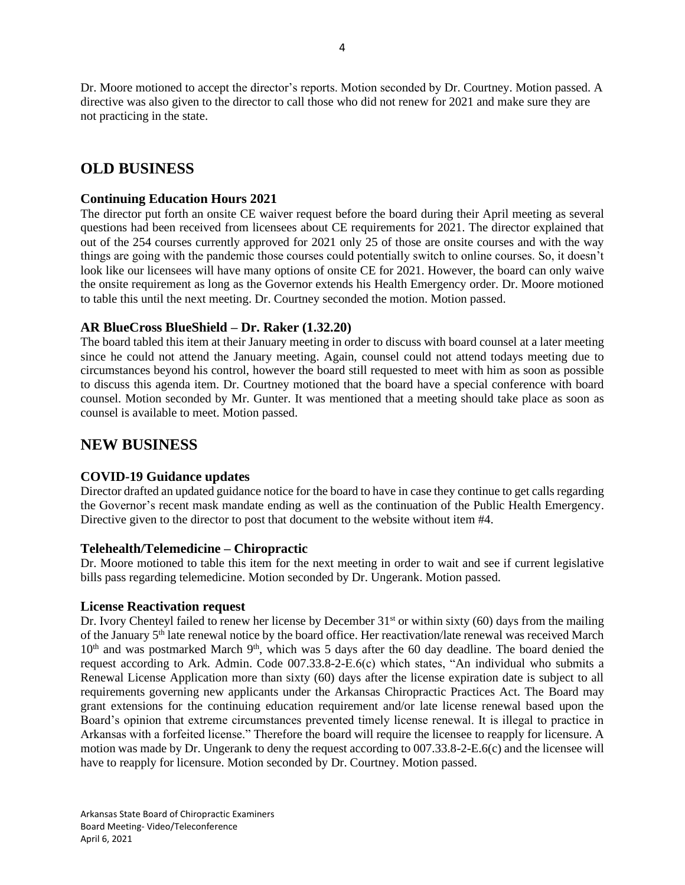Dr. Moore motioned to accept the director's reports. Motion seconded by Dr. Courtney. Motion passed. A directive was also given to the director to call those who did not renew for 2021 and make sure they are not practicing in the state.

## OLD BUSINESS

### Continuing Education Hours 2021

The director put forth an onsite CE waiver request before the board during their April meeting as several questions had been received from licensees about CE requirements for 2021. The director explained that out of the 254 courses currently approved for 2021 only 25 of those are onsite courses and with the way things are going with the pandemic those courses could potentially switch to online courses. So, it doesn't look like our licensees will have many options of onsite CE for 2021. However, the board can only waive the onsite requirement as long as the Governor extends his Health Emergency order. Dr. Moore motioned to table this until the next meeting. Dr. Courtney seconded the motion. Motion passed.

### AR BlueCross BlueShield – Dr. Raker (1.32.20)

The board tabled this item at their January meeting in order to discuss with board counsel at a later meeting since he could not attend the January meeting. Again, counsel could not attend todays meeting due to circumstances beyond his control, however the board still requested to meet with him as soon as possible to discuss this agenda item. Dr. Courtney motioned that the board have a special conference with board counsel. Motion seconded by Mr. Gunter. It was mentioned that a meeting should take place as soon as counsel is available to meet. Motion passed.

## NEW BUSINESS

### COVID-19 Guidance updates

Director drafted an updated guidance notice for the board to have in case they continue to get calls regarding the Governor's recent mask mandate ending as well as the continuation of the Public Health Emergency. Directive given to the director to post that document to the website without item #4.

### Telehealth/Telemedicine – Chiropractic

Dr. Moore motioned to table this item for the next meeting in order to wait and see if current legislative bills pass regarding telemedicine. Motion seconded by Dr. Ungerank. Motion passed.

### License Reactivation request

Dr. Ivory Chenteyl failed to renew her license by December 31st or within sixty (60) days from the mailing of the January 5th late renewal notice by the board office. Her reactivation/late renewal was received March 10th and was postmarked March 9th, which was 5 days after the 60 day deadline. The board denied the request according to Ark. Admin. Code 007.33.8-2-E.6(c) which states, "An individual who submits a Renewal License Application more than sixty (60) days after the license expiration date is subject to all requirements governing new applicants under the Arkansas Chiropractic Practices Act. The Board may grant extensions for the continuing education requirement and/or late license renewal based upon the Board's opinion that extreme circumstances prevented timely license renewal. It is illegal to practice in Arkansas with a forfeited license." Therefore the board will require the licensee to reapply for licensure. A motion was made by Dr. Ungerank to deny the request according to 007.33.8-2-E.6(c) and the licensee will have to reapply for licensure. Motion seconded by Dr. Courtney. Motion passed.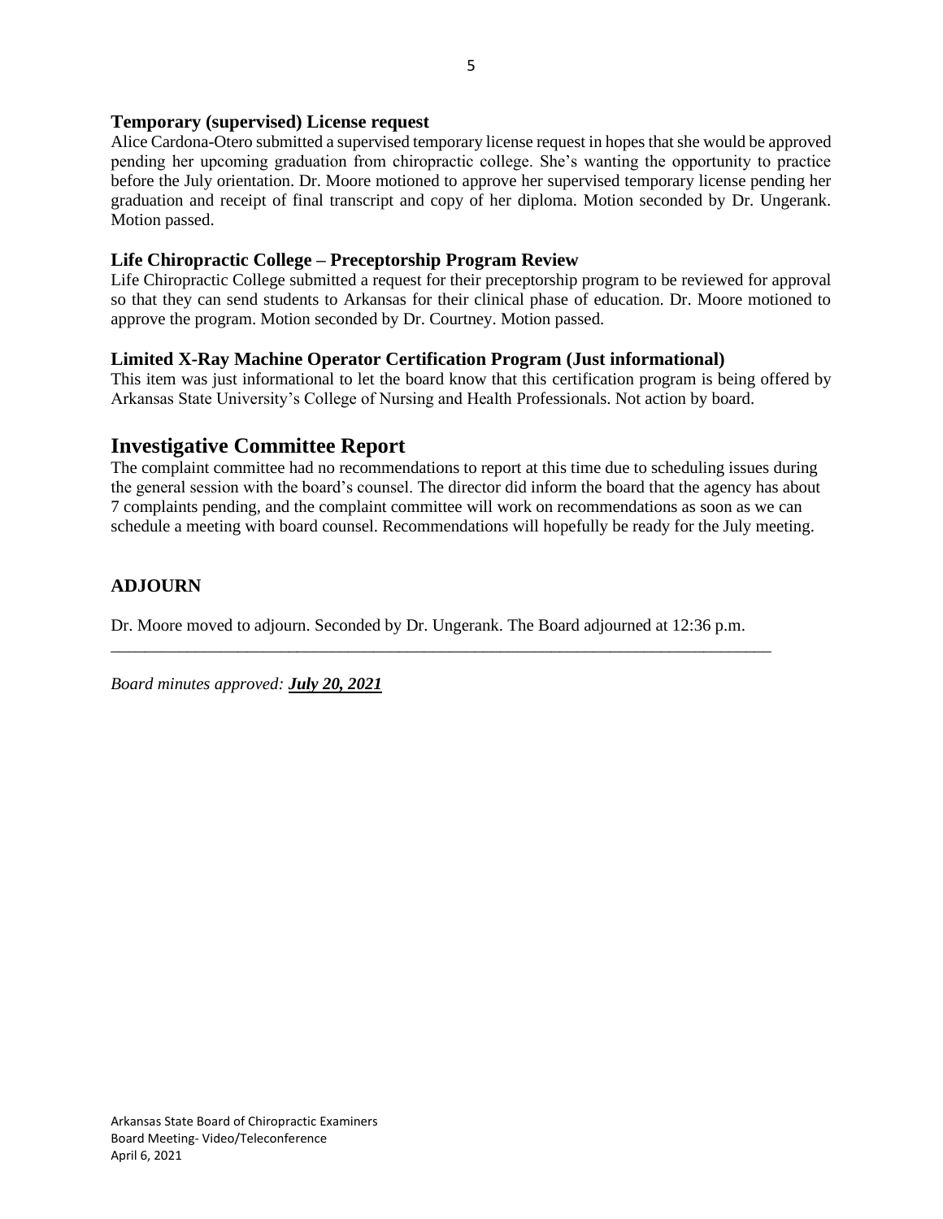### Temporary (supervised) License request

Alice Cardona-Otero submitted a supervised temporary license request in hopes that she would be approved pending her upcoming graduation from chiropractic college. She's wanting the opportunity to practice before the July orientation. Dr. Moore motioned to approve her supervised temporary license pending her graduation and receipt of final transcript and copy of her diploma. Motion seconded by Dr. Ungerank. Motion passed.

### Life Chiropractic College – Preceptorship Program Review

Life Chiropractic College submitted a request for their preceptorship program to be reviewed for approval so that they can send students to Arkansas for their clinical phase of education. Dr. Moore motioned to approve the program. Motion seconded by Dr. Courtney. Motion passed.

### Limited X-Ray Machine Operator Certification Program (Just informational)

This item was just informational to let the board know that this certification program is being offered by Arkansas State University's College of Nursing and Health Professionals. Not action by board.

## Investigative Committee Report

The complaint committee had no recommendations to report at this time due to scheduling issues during the general session with the board's counsel. The director did inform the board that the agency has about 7 complaints pending, and the complaint committee will work on recommendations as soon as we can schedule a meeting with board counsel. Recommendations will hopefully be ready for the July meeting.

### ADJOURN

Dr. Moore moved to adjourn. Seconded by Dr. Ungerank. The Board adjourned at 12:36 p.m.

---

*Board minutes approved: **July 20, 2021***